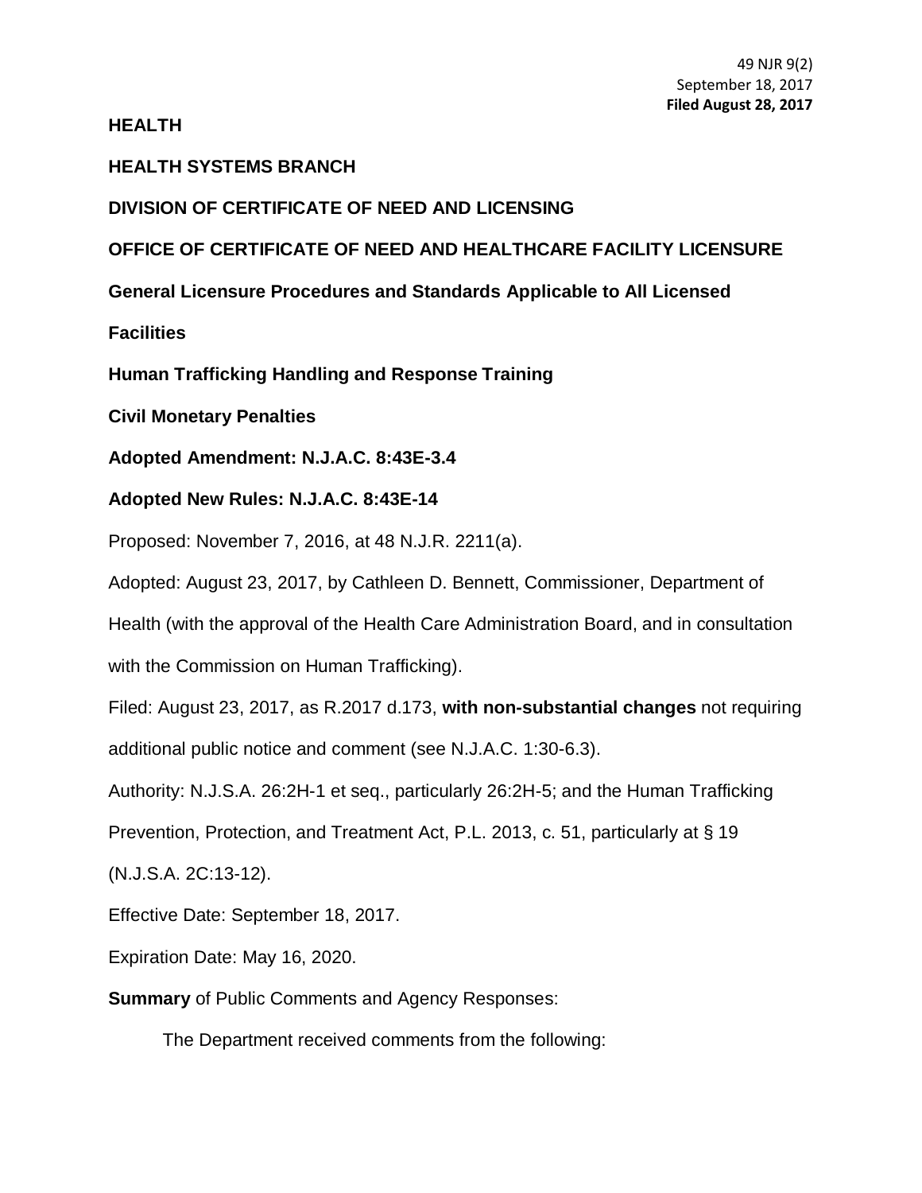49 NJR 9(2)
September 18, 2017
**Filed August 28, 2017**

**HEALTH**

**HEALTH SYSTEMS BRANCH**

**DIVISION OF CERTIFICATE OF NEED AND LICENSING**

**OFFICE OF CERTIFICATE OF NEED AND HEALTHCARE FACILITY LICENSURE**

**General Licensure Procedures and Standards Applicable to All Licensed Facilities**

**Human Trafficking Handling and Response Training**

**Civil Monetary Penalties**

**Adopted Amendment: N.J.A.C. 8:43E-3.4**

**Adopted New Rules: N.J.A.C. 8:43E-14**

Proposed: November 7, 2016, at 48 N.J.R. 2211(a).

Adopted: August 23, 2017, by Cathleen D. Bennett, Commissioner, Department of Health (with the approval of the Health Care Administration Board, and in consultation with the Commission on Human Trafficking).

Filed: August 23, 2017, as R.2017 d.173, **with non-substantial changes** not requiring additional public notice and comment (see N.J.A.C. 1:30-6.3).

Authority: N.J.S.A. 26:2H-1 et seq., particularly 26:2H-5; and the Human Trafficking Prevention, Protection, and Treatment Act, P.L. 2013, c. 51, particularly at § 19 (N.J.S.A. 2C:13-12).

Effective Date: September 18, 2017.

Expiration Date: May 16, 2020.

**Summary** of Public Comments and Agency Responses:

The Department received comments from the following: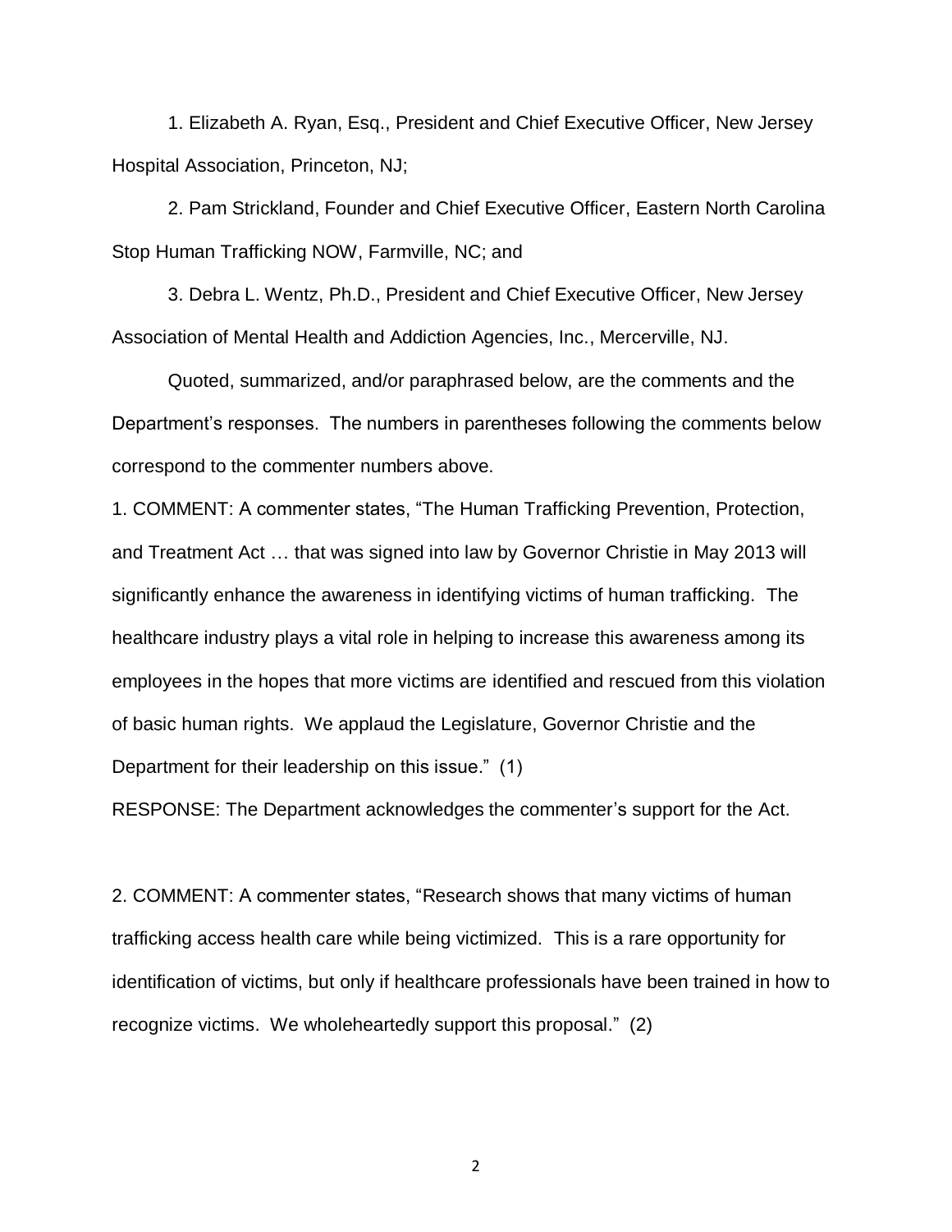1. Elizabeth A. Ryan, Esq., President and Chief Executive Officer, New Jersey Hospital Association, Princeton, NJ;

2. Pam Strickland, Founder and Chief Executive Officer, Eastern North Carolina Stop Human Trafficking NOW, Farmville, NC; and

3. Debra L. Wentz, Ph.D., President and Chief Executive Officer, New Jersey Association of Mental Health and Addiction Agencies, Inc., Mercerville, NJ.

Quoted, summarized, and/or paraphrased below, are the comments and the Department's responses. The numbers in parentheses following the comments below correspond to the commenter numbers above.

1. COMMENT: A commenter states, "The Human Trafficking Prevention, Protection, and Treatment Act … that was signed into law by Governor Christie in May 2013 will significantly enhance the awareness in identifying victims of human trafficking. The healthcare industry plays a vital role in helping to increase this awareness among its employees in the hopes that more victims are identified and rescued from this violation of basic human rights. We applaud the Legislature, Governor Christie and the Department for their leadership on this issue." (1)

RESPONSE: The Department acknowledges the commenter's support for the Act.

2. COMMENT: A commenter states, "Research shows that many victims of human trafficking access health care while being victimized. This is a rare opportunity for identification of victims, but only if healthcare professionals have been trained in how to recognize victims. We wholeheartedly support this proposal." (2)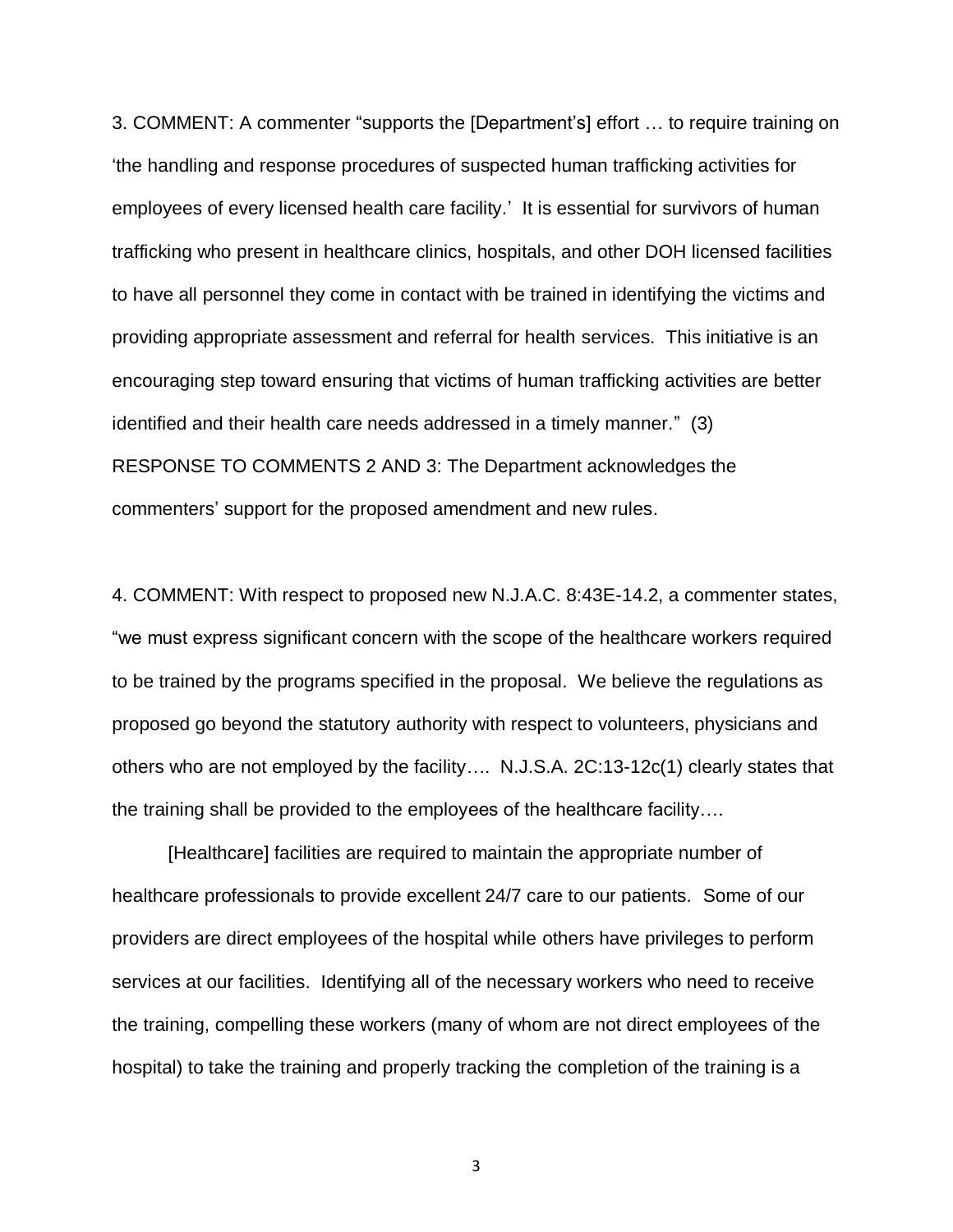3. COMMENT: A commenter "supports the [Department's] effort … to require training on 'the handling and response procedures of suspected human trafficking activities for employees of every licensed health care facility.' It is essential for survivors of human trafficking who present in healthcare clinics, hospitals, and other DOH licensed facilities to have all personnel they come in contact with be trained in identifying the victims and providing appropriate assessment and referral for health services. This initiative is an encouraging step toward ensuring that victims of human trafficking activities are better identified and their health care needs addressed in a timely manner." (3)

RESPONSE TO COMMENTS 2 AND 3: The Department acknowledges the commenters' support for the proposed amendment and new rules.

4. COMMENT: With respect to proposed new N.J.A.C. 8:43E-14.2, a commenter states, "we must express significant concern with the scope of the healthcare workers required to be trained by the programs specified in the proposal. We believe the regulations as proposed go beyond the statutory authority with respect to volunteers, physicians and others who are not employed by the facility…. N.J.S.A. 2C:13-12c(1) clearly states that the training shall be provided to the employees of the healthcare facility….

[Healthcare] facilities are required to maintain the appropriate number of healthcare professionals to provide excellent 24/7 care to our patients. Some of our providers are direct employees of the hospital while others have privileges to perform services at our facilities. Identifying all of the necessary workers who need to receive the training, compelling these workers (many of whom are not direct employees of the hospital) to take the training and properly tracking the completion of the training is a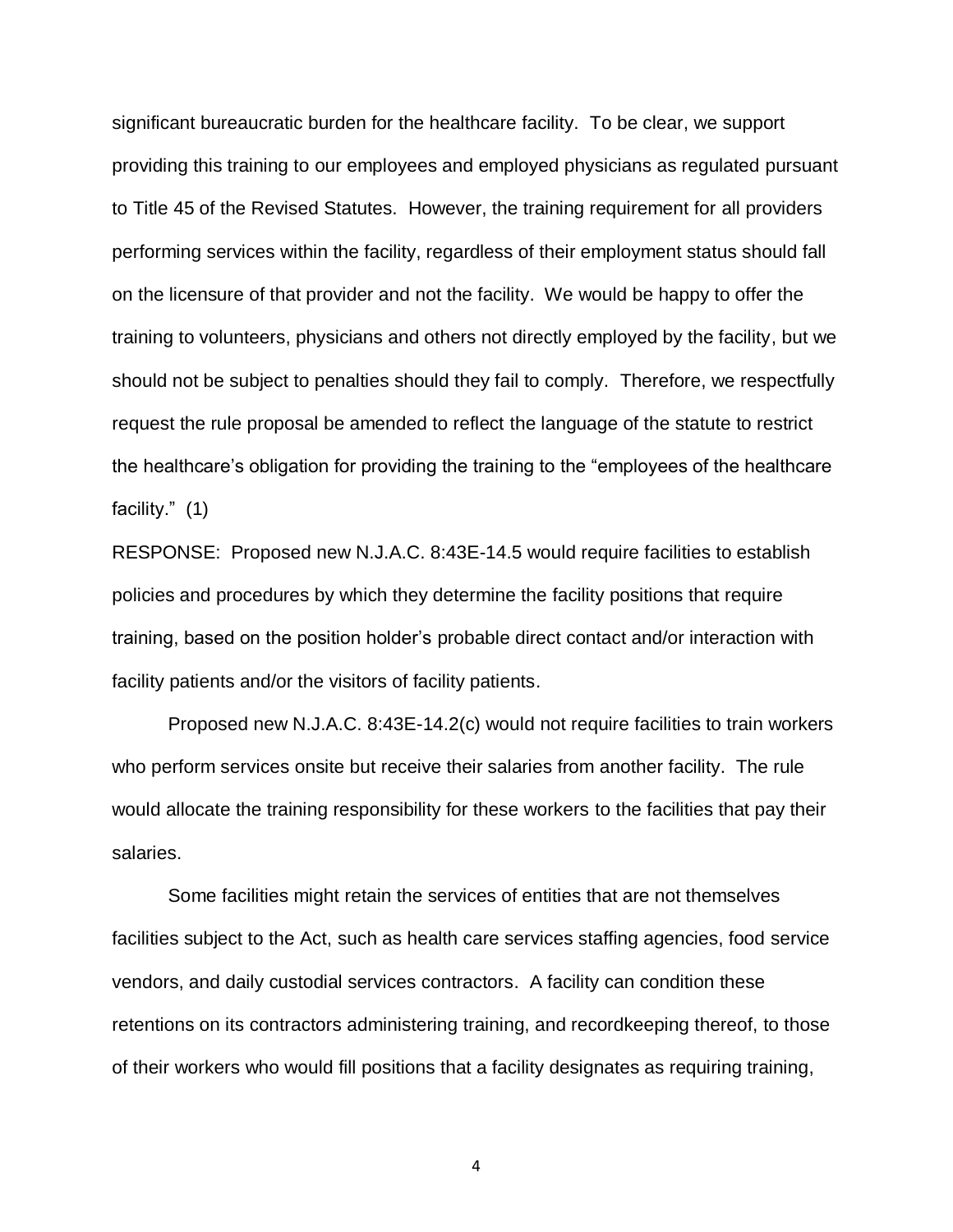significant bureaucratic burden for the healthcare facility. To be clear, we support providing this training to our employees and employed physicians as regulated pursuant to Title 45 of the Revised Statutes. However, the training requirement for all providers performing services within the facility, regardless of their employment status should fall on the licensure of that provider and not the facility. We would be happy to offer the training to volunteers, physicians and others not directly employed by the facility, but we should not be subject to penalties should they fail to comply. Therefore, we respectfully request the rule proposal be amended to reflect the language of the statute to restrict the healthcare's obligation for providing the training to the "employees of the healthcare facility." (1)

RESPONSE: Proposed new N.J.A.C. 8:43E-14.5 would require facilities to establish policies and procedures by which they determine the facility positions that require training, based on the position holder's probable direct contact and/or interaction with facility patients and/or the visitors of facility patients.

Proposed new N.J.A.C. 8:43E-14.2(c) would not require facilities to train workers who perform services onsite but receive their salaries from another facility. The rule would allocate the training responsibility for these workers to the facilities that pay their salaries.

Some facilities might retain the services of entities that are not themselves facilities subject to the Act, such as health care services staffing agencies, food service vendors, and daily custodial services contractors. A facility can condition these retentions on its contractors administering training, and recordkeeping thereof, to those of their workers who would fill positions that a facility designates as requiring training,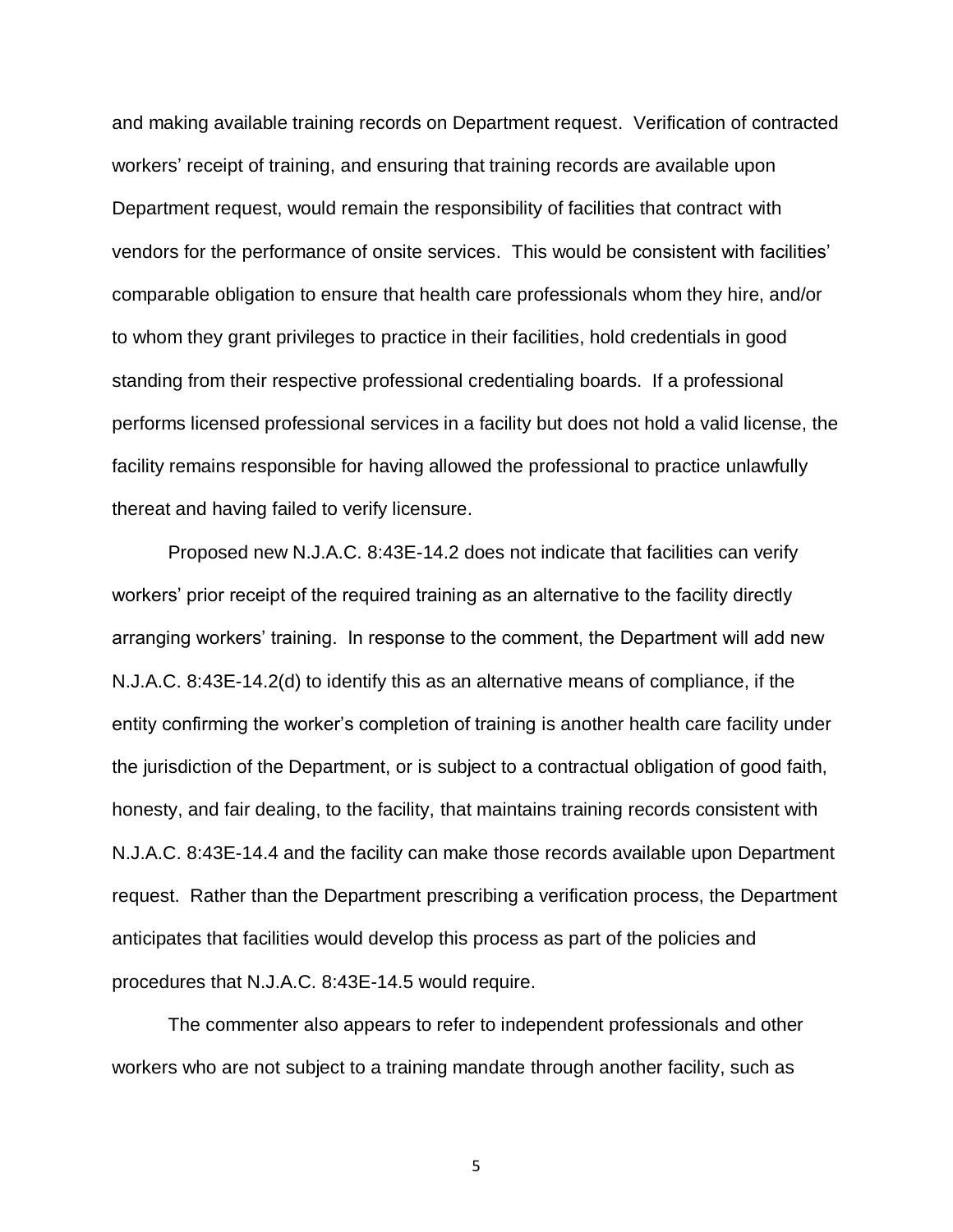and making available training records on Department request. Verification of contracted workers' receipt of training, and ensuring that training records are available upon Department request, would remain the responsibility of facilities that contract with vendors for the performance of onsite services. This would be consistent with facilities' comparable obligation to ensure that health care professionals whom they hire, and/or to whom they grant privileges to practice in their facilities, hold credentials in good standing from their respective professional credentialing boards. If a professional performs licensed professional services in a facility but does not hold a valid license, the facility remains responsible for having allowed the professional to practice unlawfully thereat and having failed to verify licensure.

Proposed new N.J.A.C. 8:43E-14.2 does not indicate that facilities can verify workers' prior receipt of the required training as an alternative to the facility directly arranging workers' training. In response to the comment, the Department will add new N.J.A.C. 8:43E-14.2(d) to identify this as an alternative means of compliance, if the entity confirming the worker's completion of training is another health care facility under the jurisdiction of the Department, or is subject to a contractual obligation of good faith, honesty, and fair dealing, to the facility, that maintains training records consistent with N.J.A.C. 8:43E-14.4 and the facility can make those records available upon Department request. Rather than the Department prescribing a verification process, the Department anticipates that facilities would develop this process as part of the policies and procedures that N.J.A.C. 8:43E-14.5 would require.

The commenter also appears to refer to independent professionals and other workers who are not subject to a training mandate through another facility, such as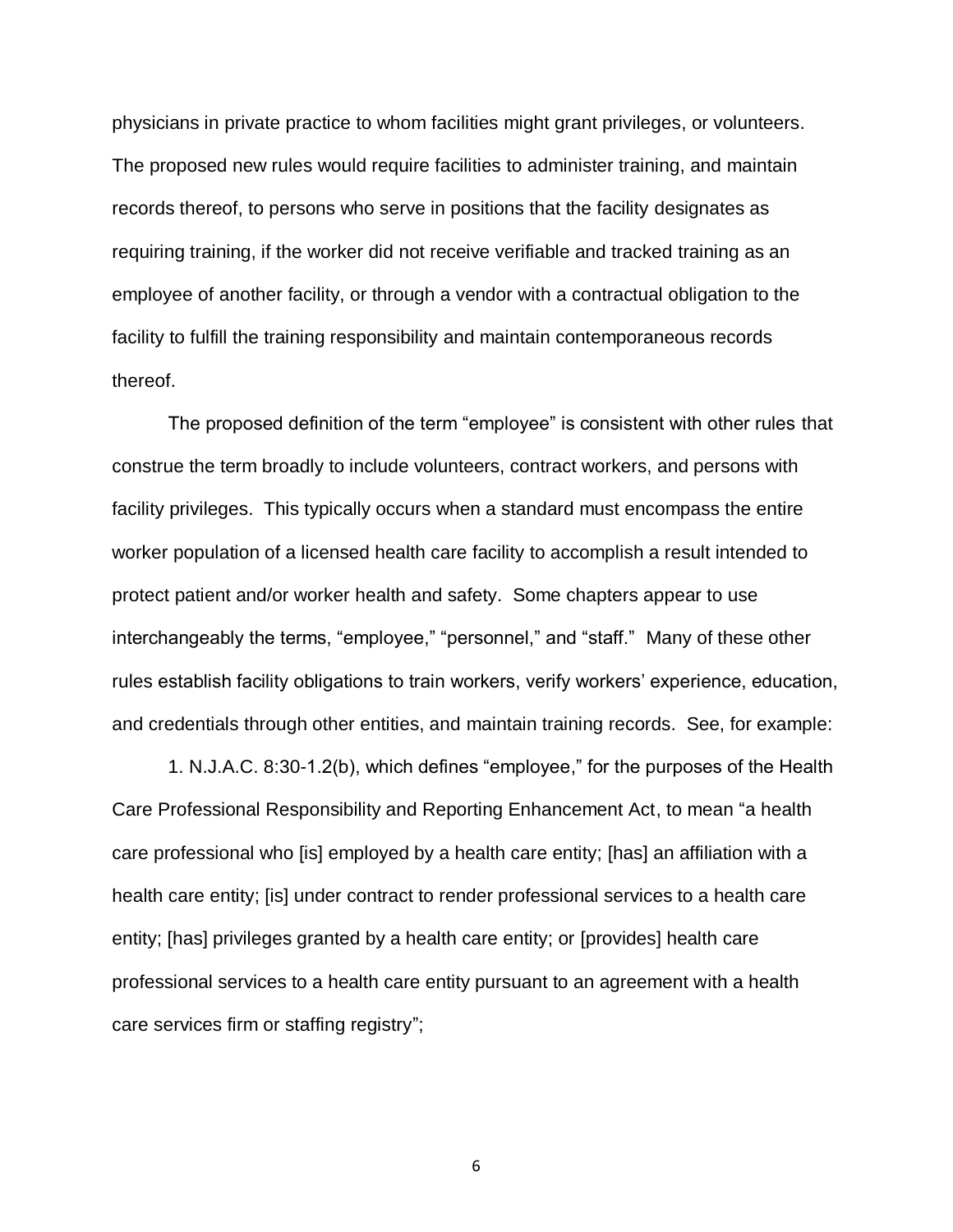physicians in private practice to whom facilities might grant privileges, or volunteers. The proposed new rules would require facilities to administer training, and maintain records thereof, to persons who serve in positions that the facility designates as requiring training, if the worker did not receive verifiable and tracked training as an employee of another facility, or through a vendor with a contractual obligation to the facility to fulfill the training responsibility and maintain contemporaneous records thereof.

The proposed definition of the term "employee" is consistent with other rules that construe the term broadly to include volunteers, contract workers, and persons with facility privileges. This typically occurs when a standard must encompass the entire worker population of a licensed health care facility to accomplish a result intended to protect patient and/or worker health and safety. Some chapters appear to use interchangeably the terms, "employee," "personnel," and "staff." Many of these other rules establish facility obligations to train workers, verify workers' experience, education, and credentials through other entities, and maintain training records. See, for example:

1. N.J.A.C. 8:30-1.2(b), which defines "employee," for the purposes of the Health Care Professional Responsibility and Reporting Enhancement Act, to mean "a health care professional who [is] employed by a health care entity; [has] an affiliation with a health care entity; [is] under contract to render professional services to a health care entity; [has] privileges granted by a health care entity; or [provides] health care professional services to a health care entity pursuant to an agreement with a health care services firm or staffing registry";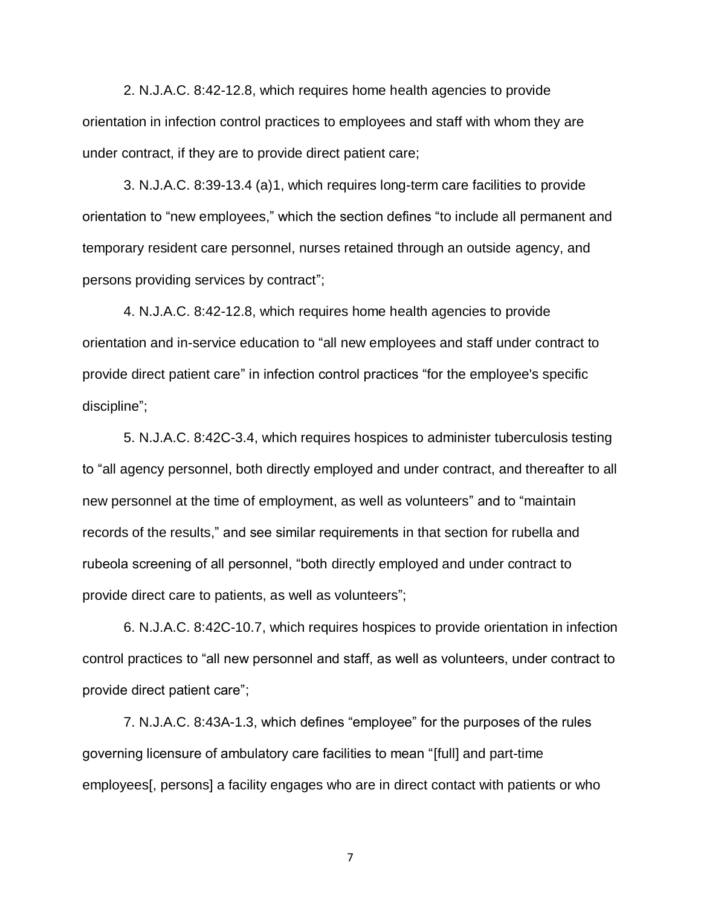2. N.J.A.C. 8:42-12.8, which requires home health agencies to provide orientation in infection control practices to employees and staff with whom they are under contract, if they are to provide direct patient care;

3. N.J.A.C. 8:39-13.4 (a)1, which requires long-term care facilities to provide orientation to "new employees," which the section defines "to include all permanent and temporary resident care personnel, nurses retained through an outside agency, and persons providing services by contract";

4. N.J.A.C. 8:42-12.8, which requires home health agencies to provide orientation and in-service education to "all new employees and staff under contract to provide direct patient care" in infection control practices "for the employee's specific discipline";

5. N.J.A.C. 8:42C-3.4, which requires hospices to administer tuberculosis testing to "all agency personnel, both directly employed and under contract, and thereafter to all new personnel at the time of employment, as well as volunteers" and to "maintain records of the results," and see similar requirements in that section for rubella and rubeola screening of all personnel, "both directly employed and under contract to provide direct care to patients, as well as volunteers";

6. N.J.A.C. 8:42C-10.7, which requires hospices to provide orientation in infection control practices to "all new personnel and staff, as well as volunteers, under contract to provide direct patient care";

7. N.J.A.C. 8:43A-1.3, which defines "employee" for the purposes of the rules governing licensure of ambulatory care facilities to mean "[full] and part-time employees[, persons] a facility engages who are in direct contact with patients or who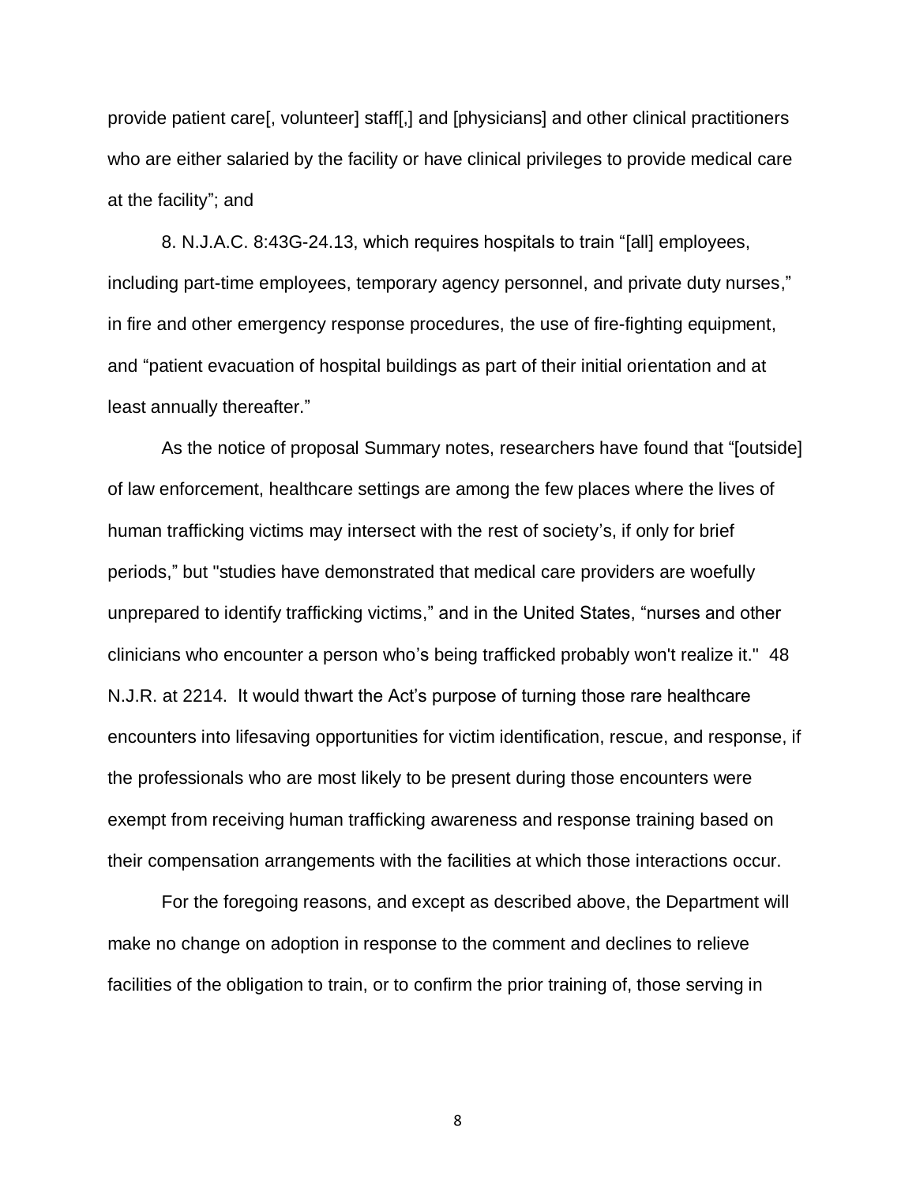provide patient care[, volunteer] staff[,] and [physicians] and other clinical practitioners who are either salaried by the facility or have clinical privileges to provide medical care at the facility"; and

8. N.J.A.C. 8:43G-24.13, which requires hospitals to train "[all] employees, including part-time employees, temporary agency personnel, and private duty nurses," in fire and other emergency response procedures, the use of fire-fighting equipment, and "patient evacuation of hospital buildings as part of their initial orientation and at least annually thereafter."

As the notice of proposal Summary notes, researchers have found that "[outside] of law enforcement, healthcare settings are among the few places where the lives of human trafficking victims may intersect with the rest of society's, if only for brief periods," but "studies have demonstrated that medical care providers are woefully unprepared to identify trafficking victims," and in the United States, "nurses and other clinicians who encounter a person who's being trafficked probably won't realize it." 48 N.J.R. at 2214. It would thwart the Act's purpose of turning those rare healthcare encounters into lifesaving opportunities for victim identification, rescue, and response, if the professionals who are most likely to be present during those encounters were exempt from receiving human trafficking awareness and response training based on their compensation arrangements with the facilities at which those interactions occur.

For the foregoing reasons, and except as described above, the Department will make no change on adoption in response to the comment and declines to relieve facilities of the obligation to train, or to confirm the prior training of, those serving in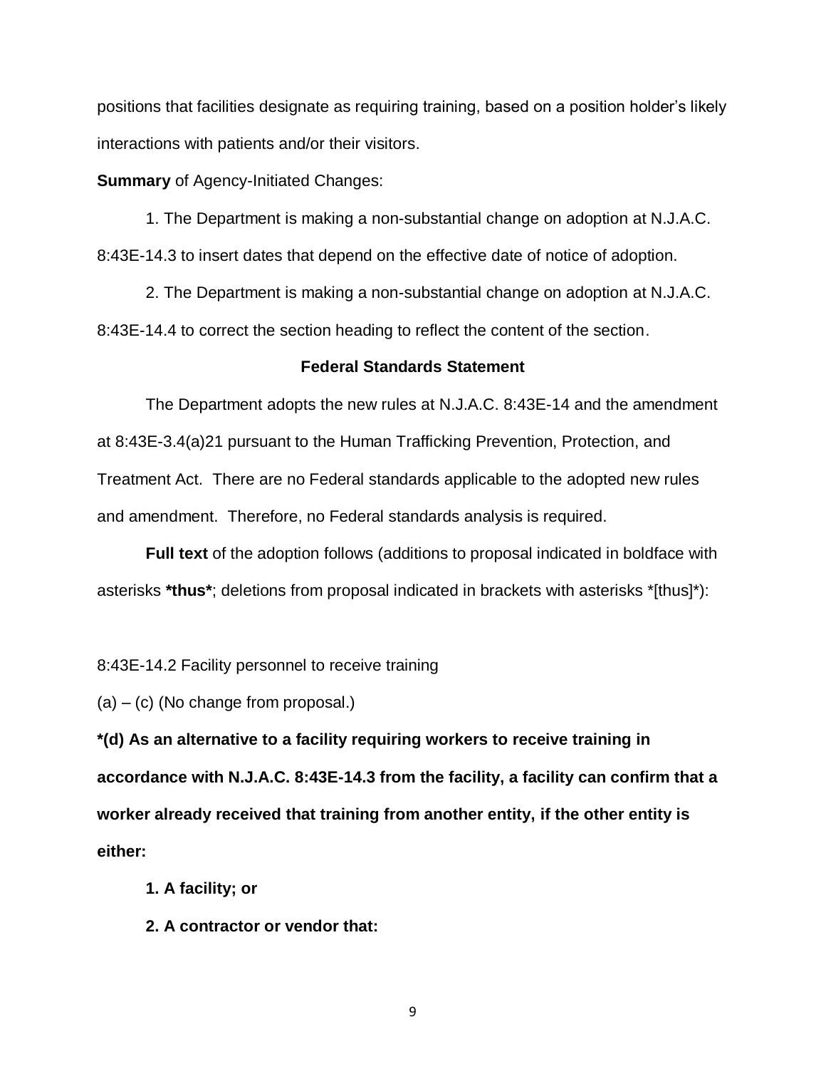positions that facilities designate as requiring training, based on a position holder's likely interactions with patients and/or their visitors.

**Summary** of Agency-Initiated Changes:

1. The Department is making a non-substantial change on adoption at N.J.A.C. 8:43E-14.3 to insert dates that depend on the effective date of notice of adoption.

2. The Department is making a non-substantial change on adoption at N.J.A.C. 8:43E-14.4 to correct the section heading to reflect the content of the section.

### Federal Standards Statement

The Department adopts the new rules at N.J.A.C. 8:43E-14 and the amendment at 8:43E-3.4(a)21 pursuant to the Human Trafficking Prevention, Protection, and Treatment Act. There are no Federal standards applicable to the adopted new rules and amendment. Therefore, no Federal standards analysis is required.

**Full text** of the adoption follows (additions to proposal indicated in boldface with asterisks ***thus***; deletions from proposal indicated in brackets with asterisks *[thus]*):

8:43E-14.2 Facility personnel to receive training

(a) – (c) (No change from proposal.)

***(d) As an alternative to a facility requiring workers to receive training in accordance with N.J.A.C. 8:43E-14.3 from the facility, a facility can confirm that a worker already received that training from another entity, if the other entity is either:**

**1. A facility; or**

**2. A contractor or vendor that:**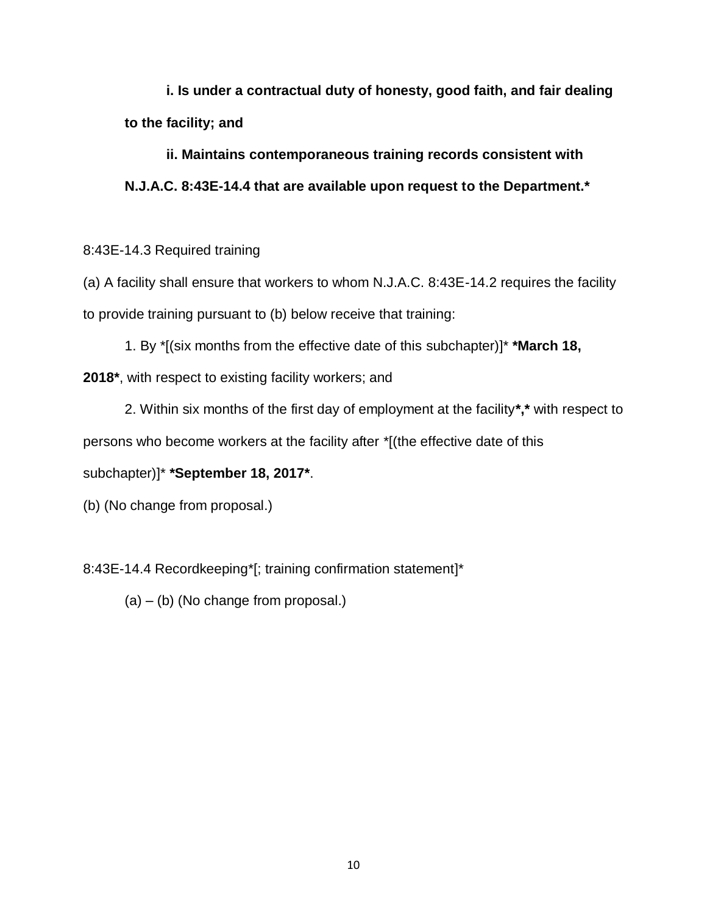**i. Is under a contractual duty of honesty, good faith, and fair dealing to the facility; and**

**ii. Maintains contemporaneous training records consistent with N.J.A.C. 8:43E-14.4 that are available upon request to the Department.***

8:43E-14.3 Required training

(a) A facility shall ensure that workers to whom N.J.A.C. 8:43E-14.2 requires the facility to provide training pursuant to (b) below receive that training:

1. By *[(six months from the effective date of this subchapter)]* ***March 18, 2018***, with respect to existing facility workers; and

2. Within six months of the first day of employment at the facility***,*** with respect to persons who become workers at the facility after *[(the effective date of this subchapter)]* ***September 18, 2017***.

(b) (No change from proposal.)

8:43E-14.4 Recordkeeping*[; training confirmation statement]*

(a) – (b) (No change from proposal.)